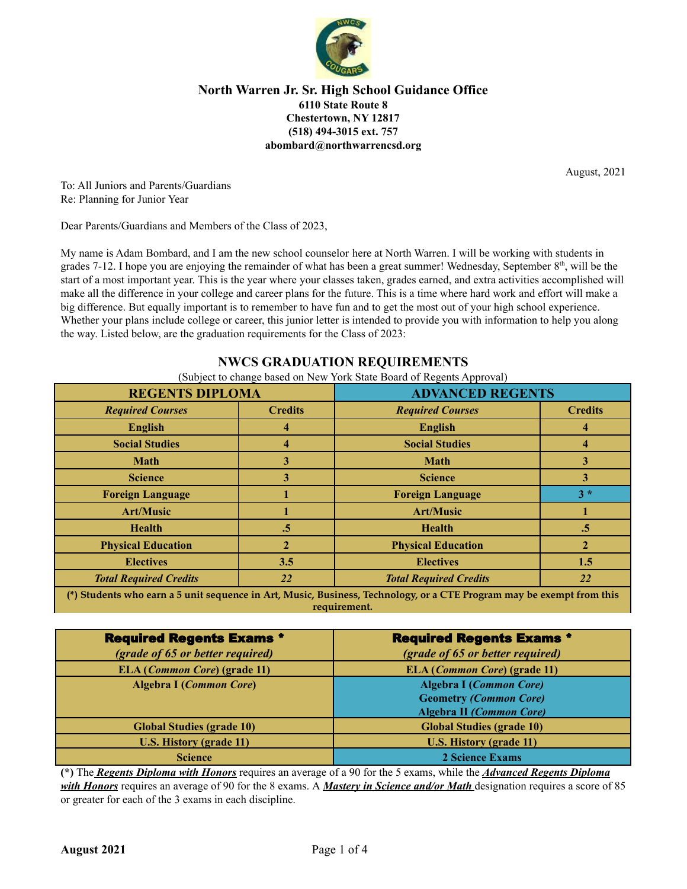**North Warren Jr. Sr. High School Guidance Office**
**6110 State Route 8**
**Chestertown, NY 12817**
**(518) 494-3015 ext. 757**
**abombard@northwarrencsd.org**

August, 2021

To: All Juniors and Parents/Guardians
Re: Planning for Junior Year

Dear Parents/Guardians and Members of the Class of 2023,

My name is Adam Bombard, and I am the new school counselor here at North Warren. I will be working with students in grades 7-12. I hope you are enjoying the remainder of what has been a great summer! Wednesday, September 8th, will be the start of a most important year. This is the year where your classes taken, grades earned, and extra activities accomplished will make all the difference in your college and career plans for the future. This is a time where hard work and effort will make a big difference. But equally important is to remember to have fun and to get the most out of your high school experience. Whether your plans include college or career, this junior letter is intended to provide you with information to help you along the way. Listed below, are the graduation requirements for the Class of 2023:

## NWCS GRADUATION REQUIREMENTS

(Subject to change based on New York State Board of Regents Approval)

| REGENTS DIPLOMA | | ADVANCED REGENTS | |
|---|---|---|---|
| ***Required Courses*** | **Credits** | ***Required Courses*** | **Credits** |
| **English** | **4** | **English** | **4** |
| **Social Studies** | **4** | **Social Studies** | **4** |
| **Math** | **3** | **Math** | **3** |
| **Science** | **3** | **Science** | **3** |
| **Foreign Language** | **1** | **Foreign Language** | **3 *** |
| **Art/Music** | **1** | **Art/Music** | **1** |
| **Health** | **.5** | **Health** | **.5** |
| **Physical Education** | **2** | **Physical Education** | **2** |
| **Electives** | **3.5** | **Electives** | **1.5** |
| ***Total Required Credits*** | ***22*** | ***Total Required Credits*** | ***22*** |

**(*) Students who earn a 5 unit sequence in Art, Music, Business, Technology, or a CTE Program may be exempt from this requirement.**

| **Required Regents Exams *** *(grade of 65 or better required)* | **Required Regents Exams *** *(grade of 65 or better required)* |
|---|---|
| **ELA (*Common Core*) (grade 11)** | **ELA (*Common Core*) (grade 11)** |
| **Algebra I (*Common Core*)** | **Algebra I (*Common Core*)** **Geometry *(Common Core)*** **Algebra II *(Common Core)*** |
| **Global Studies (grade 10)** | **Global Studies (grade 10)** |
| **U.S. History (grade 11)** | **U.S. History (grade 11)** |
| **Science** | **2 Science Exams** |

**(*)** The ***Regents Diploma with Honors*** requires an average of a 90 for the 5 exams, while the ***Advanced Regents Diploma with Honors*** requires an average of 90 for the 8 exams. A ***Mastery in Science and/or Math*** designation requires a score of 85 or greater for each of the 3 exams in each discipline.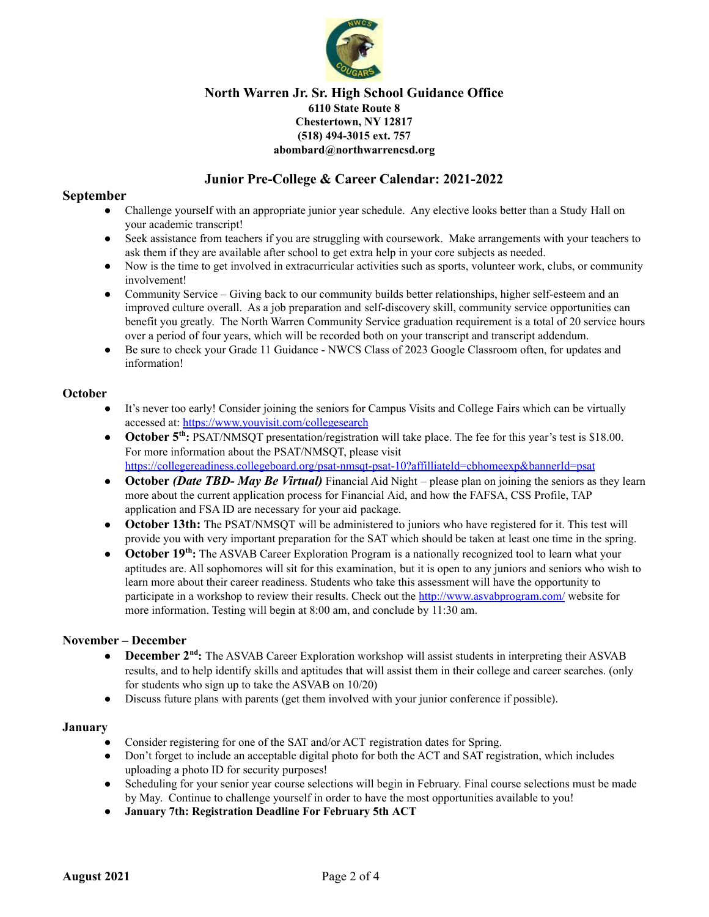**North Warren Jr. Sr. High School Guidance Office**
**6110 State Route 8**
**Chestertown, NY 12817**
**(518) 494-3015 ext. 757**
**abombard@northwarrencsd.org**

## Junior Pre-College & Career Calendar: 2021-2022

### September

- Challenge yourself with an appropriate junior year schedule. Any elective looks better than a Study Hall on your academic transcript!
- Seek assistance from teachers if you are struggling with coursework. Make arrangements with your teachers to ask them if they are available after school to get extra help in your core subjects as needed.
- Now is the time to get involved in extracurricular activities such as sports, volunteer work, clubs, or community involvement!
- Community Service – Giving back to our community builds better relationships, higher self-esteem and an improved culture overall. As a job preparation and self-discovery skill, community service opportunities can benefit you greatly. The North Warren Community Service graduation requirement is a total of 20 service hours over a period of four years, which will be recorded both on your transcript and transcript addendum.
- Be sure to check your Grade 11 Guidance - NWCS Class of 2023 Google Classroom often, for updates and information!

### October

- It's never too early! Consider joining the seniors for Campus Visits and College Fairs which can be virtually accessed at: https://www.youvisit.com/collegesearch
- **October 5th:** PSAT/NMSQT presentation/registration will take place. The fee for this year's test is $18.00. For more information about the PSAT/NMSQT, please visit https://collegereadiness.collegeboard.org/psat-nmsqt-psat-10?affiliateId=cbhomeexp&bannerId=psat
- **October *(Date TBD- May Be Virtual)*** Financial Aid Night – please plan on joining the seniors as they learn more about the current application process for Financial Aid, and how the FAFSA, CSS Profile, TAP application and FSA ID are necessary for your aid package.
- **October 13th:** The PSAT/NMSQT will be administered to juniors who have registered for it. This test will provide you with very important preparation for the SAT which should be taken at least one time in the spring.
- **October 19th:** The ASVAB Career Exploration Program is a nationally recognized tool to learn what your aptitudes are. All sophomores will sit for this examination, but it is open to any juniors and seniors who wish to learn more about their career readiness. Students who take this assessment will have the opportunity to participate in a workshop to review their results. Check out the http://www.asvabprogram.com/ website for more information. Testing will begin at 8:00 am, and conclude by 11:30 am.

### November – December

- **December 2nd:** The ASVAB Career Exploration workshop will assist students in interpreting their ASVAB results, and to help identify skills and aptitudes that will assist them in their college and career searches. (only for students who sign up to take the ASVAB on 10/20)
- Discuss future plans with parents (get them involved with your junior conference if possible).

### January

- Consider registering for one of the SAT and/or ACT registration dates for Spring.
- Don't forget to include an acceptable digital photo for both the ACT and SAT registration, which includes uploading a photo ID for security purposes!
- Scheduling for your senior year course selections will begin in February. Final course selections must be made by May. Continue to challenge yourself in order to have the most opportunities available to you!
- **January 7th: Registration Deadline For February 5th ACT**

**August 2021**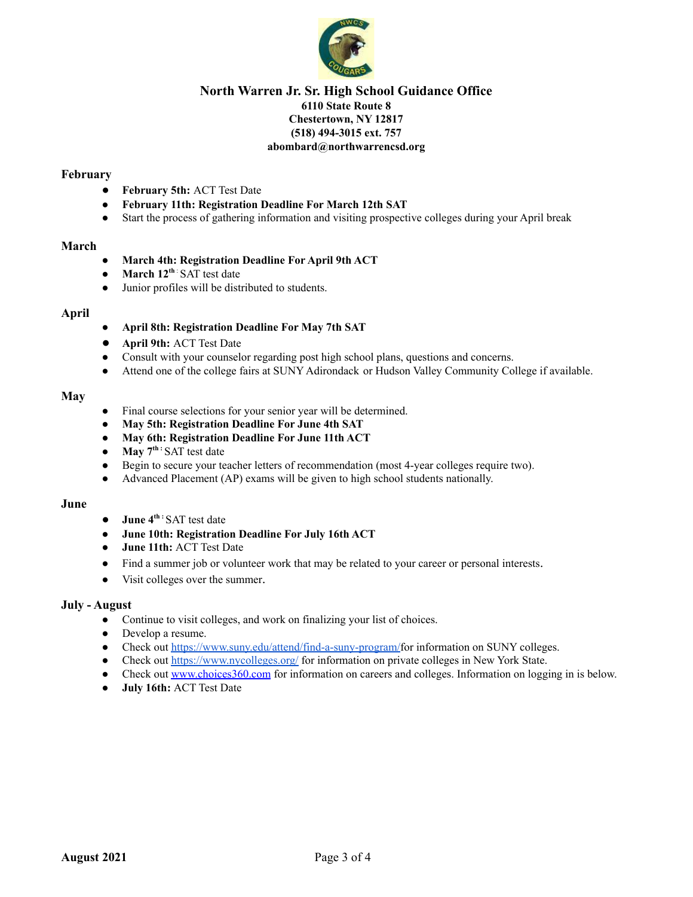## North Warren Jr. Sr. High School Guidance Office

**6110 State Route 8**
**Chestertown, NY 12817**
**(518) 494-3015 ext. 757**
**abombard@northwarrencsd.org**

### February

- **February 5th:** ACT Test Date
- **February 11th: Registration Deadline For March 12th SAT**
- Start the process of gathering information and visiting prospective colleges during your April break

### March

- **March 4th: Registration Deadline For April 9th ACT**
- **March 12th:** SAT test date
- Junior profiles will be distributed to students.

### April

- **April 8th: Registration Deadline For May 7th SAT**
- **April 9th:** ACT Test Date
- Consult with your counselor regarding post high school plans, questions and concerns.
- Attend one of the college fairs at SUNY Adirondack or Hudson Valley Community College if available.

### May

- Final course selections for your senior year will be determined.
- **May 5th: Registration Deadline For June 4th SAT**
- **May 6th: Registration Deadline For June 11th ACT**
- **May 7th:** SAT test date
- Begin to secure your teacher letters of recommendation (most 4-year colleges require two).
- Advanced Placement (AP) exams will be given to high school students nationally.

### June

- **June 4th:** SAT test date
- **June 10th: Registration Deadline For July 16th ACT**
- **June 11th:** ACT Test Date
- Find a summer job or volunteer work that may be related to your career or personal interests.
- Visit colleges over the summer.

### July - August

- Continue to visit colleges, and work on finalizing your list of choices.
- Develop a resume.
- Check out https://www.suny.edu/attend/find-a-suny-program/for information on SUNY colleges.
- Check out https://www.nycolleges.org/ for information on private colleges in New York State.
- Check out www.choices360.com for information on careers and colleges. Information on logging in is below.
- **July 16th:** ACT Test Date

**August 2021**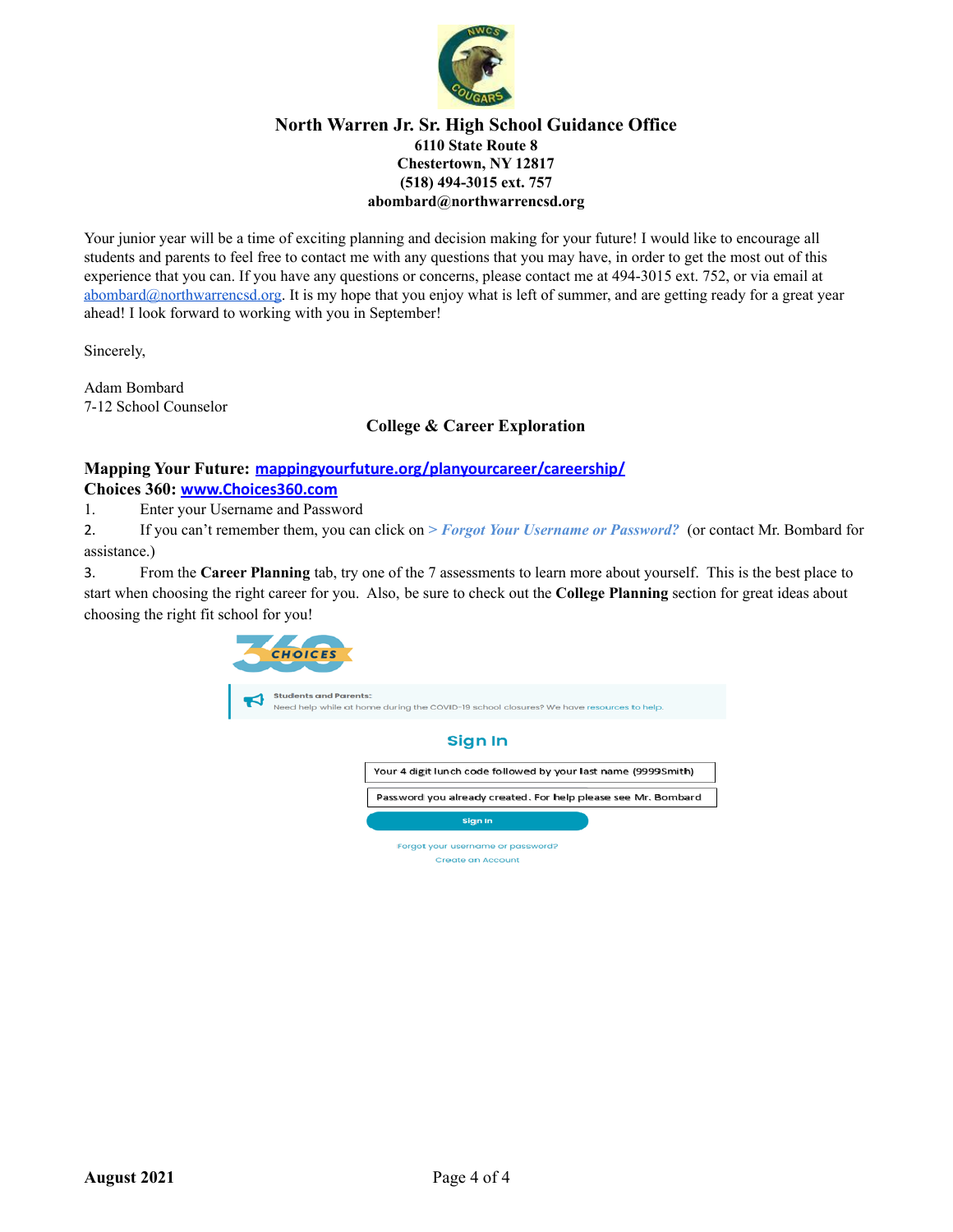**North Warren Jr. Sr. High School Guidance Office**
**6110 State Route 8**
**Chestertown, NY 12817**
**(518) 494-3015 ext. 757**
**abombard@northwarrencsd.org**

Your junior year will be a time of exciting planning and decision making for your future! I would like to encourage all students and parents to feel free to contact me with any questions that you may have, in order to get the most out of this experience that you can. If you have any questions or concerns, please contact me at 494-3015 ext. 752, or via email at abombard@northwarrencsd.org. It is my hope that you enjoy what is left of summer, and are getting ready for a great year ahead! I look forward to working with you in September!

Sincerely,

Adam Bombard
7-12 School Counselor

## College & Career Exploration

**Mapping Your Future: mappingyourfuture.org/planyourcareer/careership/**
**Choices 360: www.Choices360.com**

1. Enter your Username and Password
2. If you can't remember them, you can click on *> Forgot Your Username or Password?* (or contact Mr. Bombard for assistance.)
3. From the **Career Planning** tab, try one of the 7 assessments to learn more about yourself. This is the best place to start when choosing the right career for you. Also, be sure to check out the **College Planning** section for great ideas about choosing the right fit school for you!

CHOICES 360

Students and Parents:
Need help while at home during the COVID-19 school closures? We have resources to help.

Sign In

Your 4 digit lunch code followed by your last name (9999Smith)

Password you already created. For help please see Mr. Bombard

Sign In

Forgot your username or password?
Create an Account

**August 2021**